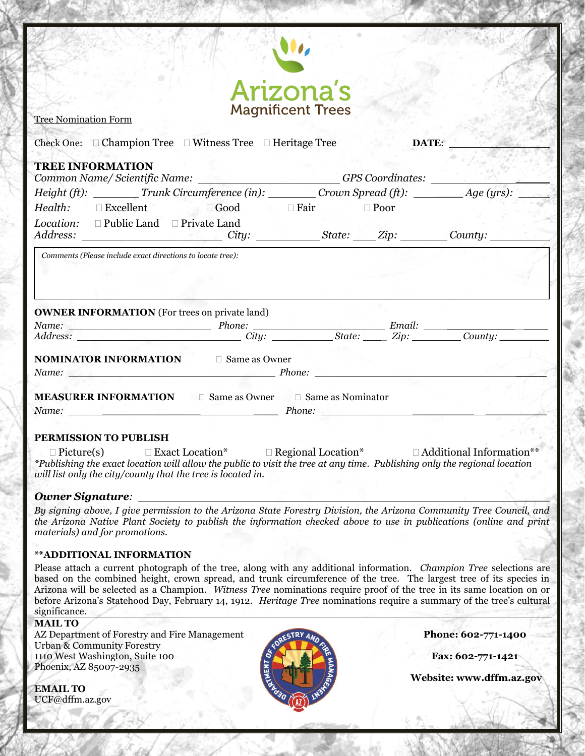Arizona's Magnificent Trees

Tree Nomination Form

Check One: ☐ Champion Tree ☐ Witness Tree ☐ Heritage Tree **DATE**: ______________

## TREE INFORMATION

*Common Name/ Scientific Name:* ______________________ *GPS Coordinates:* ______________

*Height (ft):* _______ *Trunk Circumference (in):* ________ *Crown Spread (ft):* ________ *Age (yrs):* ______

*Health:* ☐ Excellent ☐ Good ☐ Fair ☐ Poor

*Location:* ☐ Public Land ☐ Private Land

*Address:* ______________________ *City:* __________ *State:* ____ *Zip:* ________ *County:* __________

*Comments (Please include exact directions to locate tree):*

## OWNER INFORMATION (For trees on private land)

*Name:* ______________________ *Phone:* ______________________ *Email:* ______________

*Address:* ______________________ *City:* __________ *State:* ____ *Zip:* ________ *County:* __________

## NOMINATOR INFORMATION ☐ Same as Owner

*Name:* ______________________________ *Phone:* ______________________________

## MEASURER INFORMATION ☐ Same as Owner ☐ Same as Nominator

*Name:* ______________________________ *Phone:* ______________________________

## PERMISSION TO PUBLISH

☐ Picture(s) ☐ Exact Location* ☐ Regional Location* ☐ Additional Information**

*\*Publishing the exact location will allow the public to visit the tree at any time. Publishing only the regional location will list only the city/county that the tree is located in.*

***Owner Signature:*** ______________________________________________

*By signing above, I give permission to the Arizona State Forestry Division, the Arizona Community Tree Council, and the Arizona Native Plant Society to publish the information checked above to use in publications (online and print materials) and for promotions.*

## **ADDITIONAL INFORMATION

Please attach a current photograph of the tree, along with any additional information. *Champion Tree* selections are based on the combined height, crown spread, and trunk circumference of the tree. The largest tree of its species in Arizona will be selected as a Champion. *Witness Tree* nominations require proof of the tree in its same location on or before Arizona's Statehood Day, February 14, 1912. *Heritage Tree* nominations require a summary of the tree's cultural significance.

**MAIL TO**
AZ Department of Forestry and Fire Management
Urban & Community Forestry
1110 West Washington, Suite 100
Phoenix, AZ 85007-2935

**EMAIL TO**
UCF@dffm.az.gov

**Phone: 602-771-1400**

**Fax: 602-771-1421**

**Website: www.dffm.az.gov**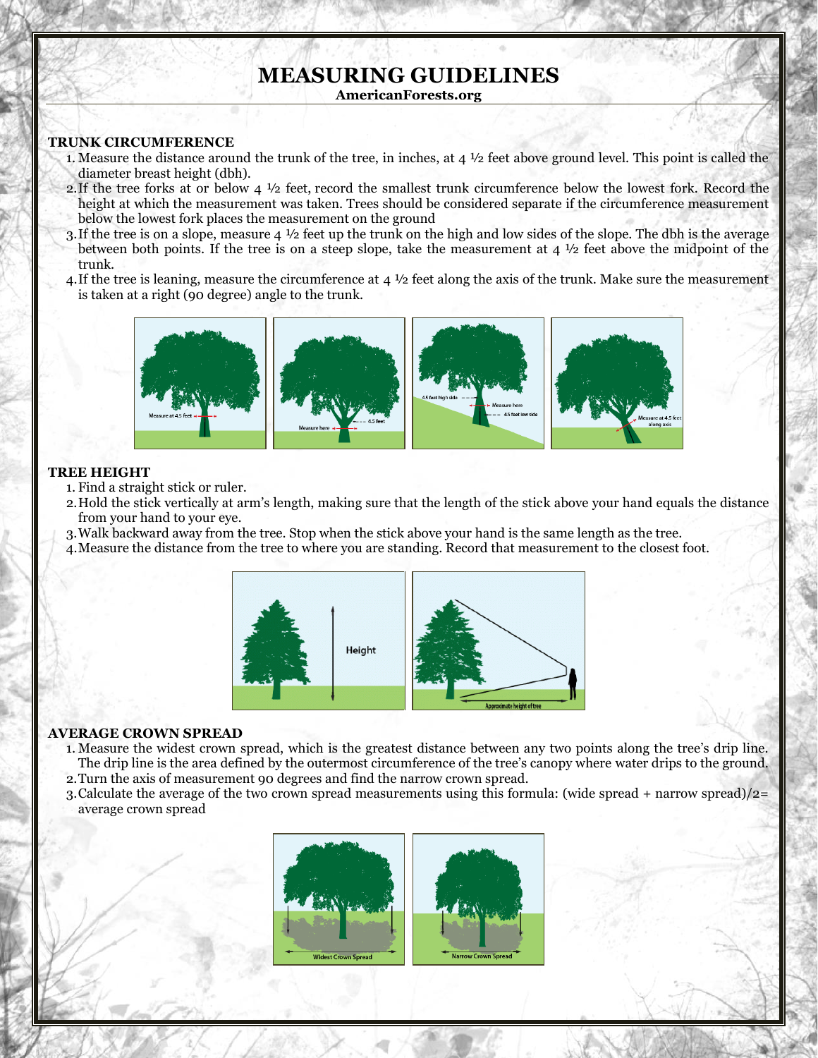# MEASURING GUIDELINES

**AmericanForests.org**

### TRUNK CIRCUMFERENCE

1. Measure the distance around the trunk of the tree, in inches, at 4 ½ feet above ground level. This point is called the diameter breast height (dbh).
2. If the tree forks at or below 4 ½ feet, record the smallest trunk circumference below the lowest fork. Record the height at which the measurement was taken. Trees should be considered separate if the circumference measurement below the lowest fork places the measurement on the ground
3. If the tree is on a slope, measure 4 ½ feet up the trunk on the high and low sides of the slope. The dbh is the average between both points. If the tree is on a steep slope, take the measurement at 4 ½ feet above the midpoint of the trunk.
4. If the tree is leaning, measure the circumference at 4 ½ feet along the axis of the trunk. Make sure the measurement is taken at a right (90 degree) angle to the trunk.

Measure at 4.5 feet

4.5 feet

Measure here

4.5 feet high side

Measure here

4.5 feet low side

Measure at 4.5 feet along axis

### TREE HEIGHT

1. Find a straight stick or ruler.
2. Hold the stick vertically at arm's length, making sure that the length of the stick above your hand equals the distance from your hand to your eye.
3. Walk backward away from the tree. Stop when the stick above your hand is the same length as the tree.
4. Measure the distance from the tree to where you are standing. Record that measurement to the closest foot.

Height

Approximate height of tree

### AVERAGE CROWN SPREAD

1. Measure the widest crown spread, which is the greatest distance between any two points along the tree's drip line. The drip line is the area defined by the outermost circumference of the tree's canopy where water drips to the ground.
2. Turn the axis of measurement 90 degrees and find the narrow crown spread.
3. Calculate the average of the two crown spread measurements using this formula: (wide spread + narrow spread)/2= average crown spread

Widest Crown Spread

Narrow Crown Spread